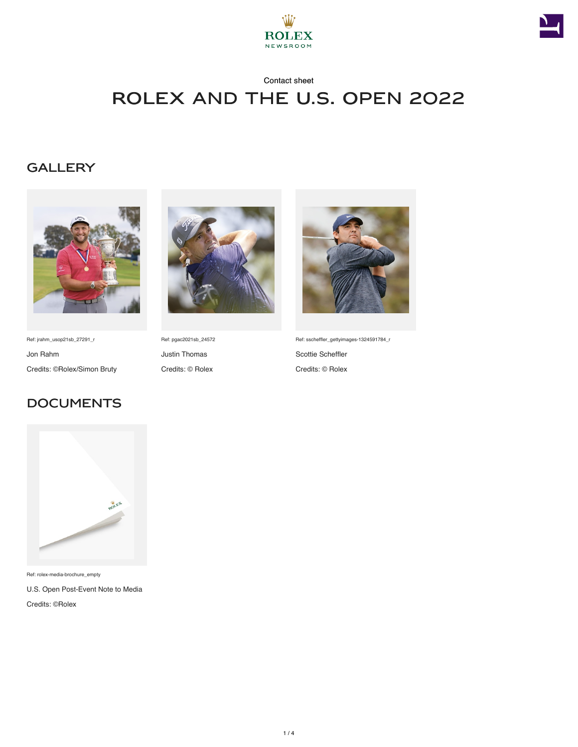Contact sheet

# ROLEX AND THE U.S. OPEN 2022

## GALLERY

Ref: jrahm_usop21sb_27291_r

Jon Rahm

Credits: ©Rolex/Simon Bruty

Ref: pgac2021sb_24572

Justin Thomas

Credits: © Rolex

Ref: sscheffler_gettyimages-1324591784_r

Scottie Scheffler

Credits: © Rolex

## DOCUMENTS

Ref: rolex-media-brochure_empty

U.S. Open Post-Event Note to Media

Credits: ©Rolex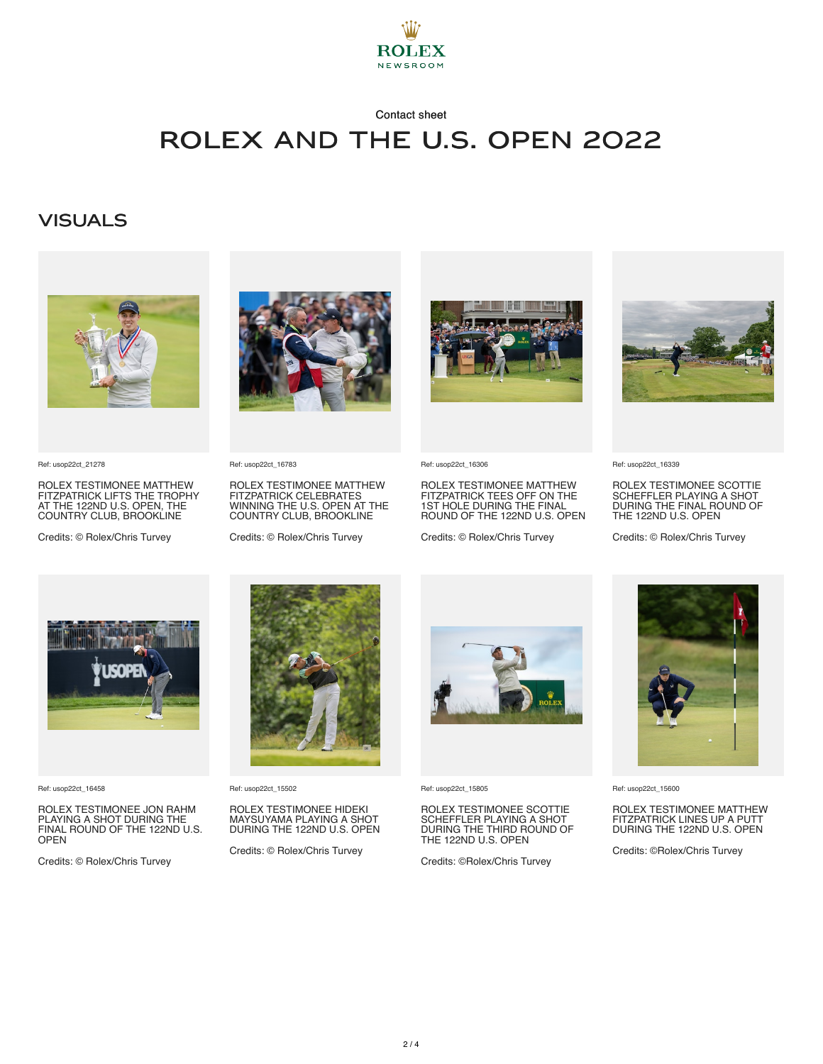ROLEX NEWSROOM

Contact sheet

# ROLEX AND THE U.S. OPEN 2022

## VISUALS

Ref: usop22ct_21278

ROLEX TESTIMONEE MATTHEW FITZPATRICK LIFTS THE TROPHY AT THE 122ND U.S. OPEN, THE COUNTRY CLUB, BROOKLINE

Credits: © Rolex/Chris Turvey

Ref: usop22ct_16783

ROLEX TESTIMONEE MATTHEW FITZPATRICK CELEBRATES WINNING THE U.S. OPEN AT THE COUNTRY CLUB, BROOKLINE

Credits: © Rolex/Chris Turvey

Ref: usop22ct_16306

ROLEX TESTIMONEE MATTHEW FITZPATRICK TEES OFF ON THE 1ST HOLE DURING THE FINAL ROUND OF THE 122ND U.S. OPEN

Credits: © Rolex/Chris Turvey

Ref: usop22ct_16339

ROLEX TESTIMONEE SCOTTIE SCHEFFLER PLAYING A SHOT DURING THE FINAL ROUND OF THE 122ND U.S. OPEN

Credits: © Rolex/Chris Turvey

Ref: usop22ct_16458

ROLEX TESTIMONEE JON RAHM PLAYING A SHOT DURING THE FINAL ROUND OF THE 122ND U.S. OPEN

Credits: © Rolex/Chris Turvey

Ref: usop22ct_15502

ROLEX TESTIMONEE HIDEKI MAYSUYAMA PLAYING A SHOT DURING THE 122ND U.S. OPEN

Credits: © Rolex/Chris Turvey

Ref: usop22ct_15805

ROLEX TESTIMONEE SCOTTIE SCHEFFLER PLAYING A SHOT DURING THE THIRD ROUND OF THE 122ND U.S. OPEN

Credits: ©Rolex/Chris Turvey

Ref: usop22ct_15600

ROLEX TESTIMONEE MATTHEW FITZPATRICK LINES UP A PUTT DURING THE 122ND U.S. OPEN

Credits: ©Rolex/Chris Turvey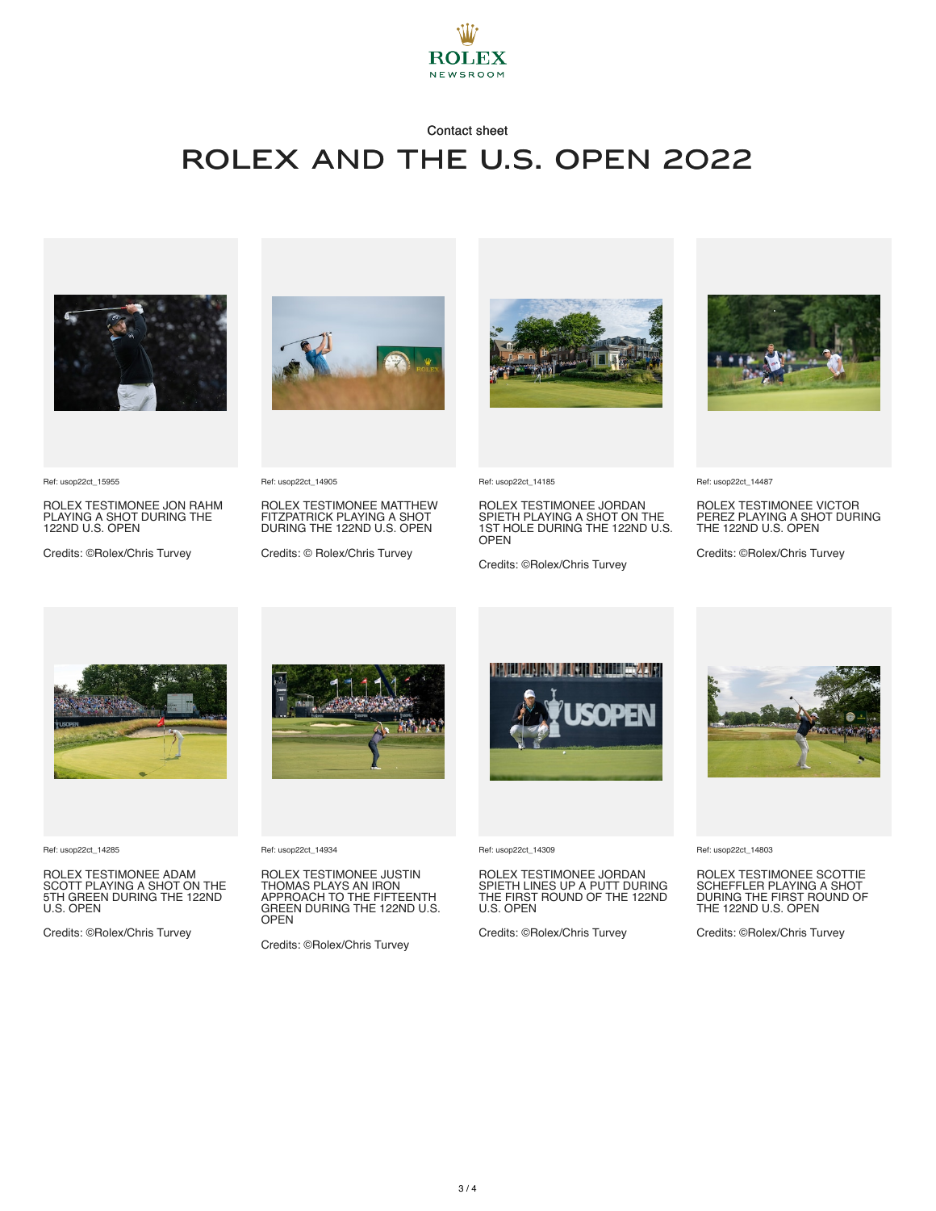ROLEX
NEWSROOM

Contact sheet

# ROLEX AND THE U.S. OPEN 2022

Ref: usop22ct_15955

ROLEX TESTIMONEE JON RAHM PLAYING A SHOT DURING THE 122ND U.S. OPEN

Credits: ©Rolex/Chris Turvey

Ref: usop22ct_14905

ROLEX TESTIMONEE MATTHEW FITZPATRICK PLAYING A SHOT DURING THE 122ND U.S. OPEN

Credits: © Rolex/Chris Turvey

Ref: usop22ct_14185

ROLEX TESTIMONEE JORDAN SPIETH PLAYING A SHOT ON THE 1ST HOLE DURING THE 122ND U.S. OPEN

Credits: ©Rolex/Chris Turvey

Ref: usop22ct_14487

ROLEX TESTIMONEE VICTOR PEREZ PLAYING A SHOT DURING THE 122ND U.S. OPEN

Credits: ©Rolex/Chris Turvey

Ref: usop22ct_14285

ROLEX TESTIMONEE ADAM SCOTT PLAYING A SHOT ON THE 5TH GREEN DURING THE 122ND U.S. OPEN

Credits: ©Rolex/Chris Turvey

Ref: usop22ct_14934

ROLEX TESTIMONEE JUSTIN THOMAS PLAYS AN IRON APPROACH TO THE FIFTEENTH GREEN DURING THE 122ND U.S. OPEN

Credits: ©Rolex/Chris Turvey

Ref: usop22ct_14309

ROLEX TESTIMONEE JORDAN SPIETH LINES UP A PUTT DURING THE FIRST ROUND OF THE 122ND U.S. OPEN

Credits: ©Rolex/Chris Turvey

Ref: usop22ct_14803

ROLEX TESTIMONEE SCOTTIE SCHEFFLER PLAYING A SHOT DURING THE FIRST ROUND OF THE 122ND U.S. OPEN

Credits: ©Rolex/Chris Turvey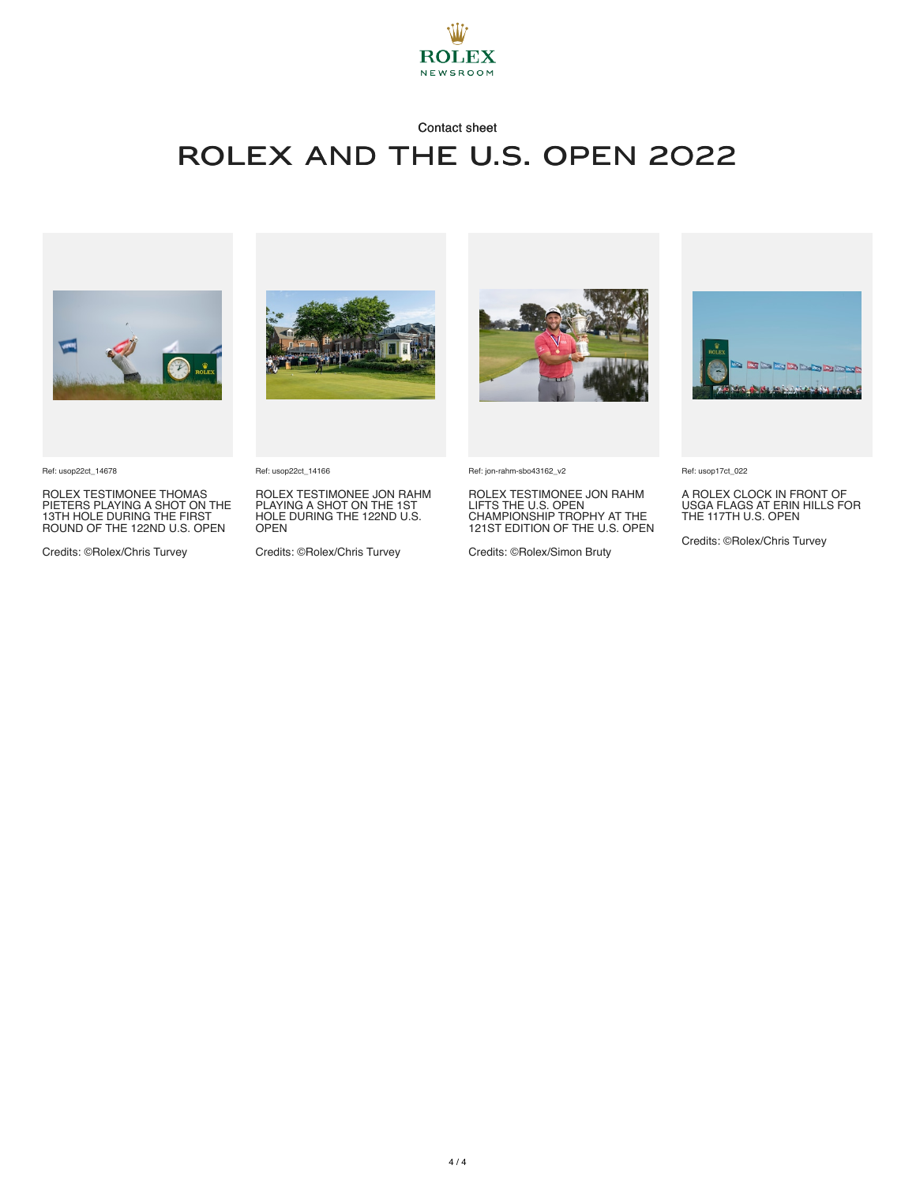ROLEX NEWSROOM

Contact sheet

# ROLEX AND THE U.S. OPEN 2022

Ref: usop22ct_14678

ROLEX TESTIMONEE THOMAS PIETERS PLAYING A SHOT ON THE 13TH HOLE DURING THE FIRST ROUND OF THE 122ND U.S. OPEN

Credits: ©Rolex/Chris Turvey

Ref: usop22ct_14166

ROLEX TESTIMONEE JON RAHM PLAYING A SHOT ON THE 1ST HOLE DURING THE 122ND U.S. OPEN

Credits: ©Rolex/Chris Turvey

Ref: jon-rahm-sbo43162_v2

ROLEX TESTIMONEE JON RAHM LIFTS THE U.S. OPEN CHAMPIONSHIP TROPHY AT THE 121ST EDITION OF THE U.S. OPEN

Credits: ©Rolex/Simon Bruty

Ref: usop17ct_022

A ROLEX CLOCK IN FRONT OF USGA FLAGS AT ERIN HILLS FOR THE 117TH U.S. OPEN

Credits: ©Rolex/Chris Turvey